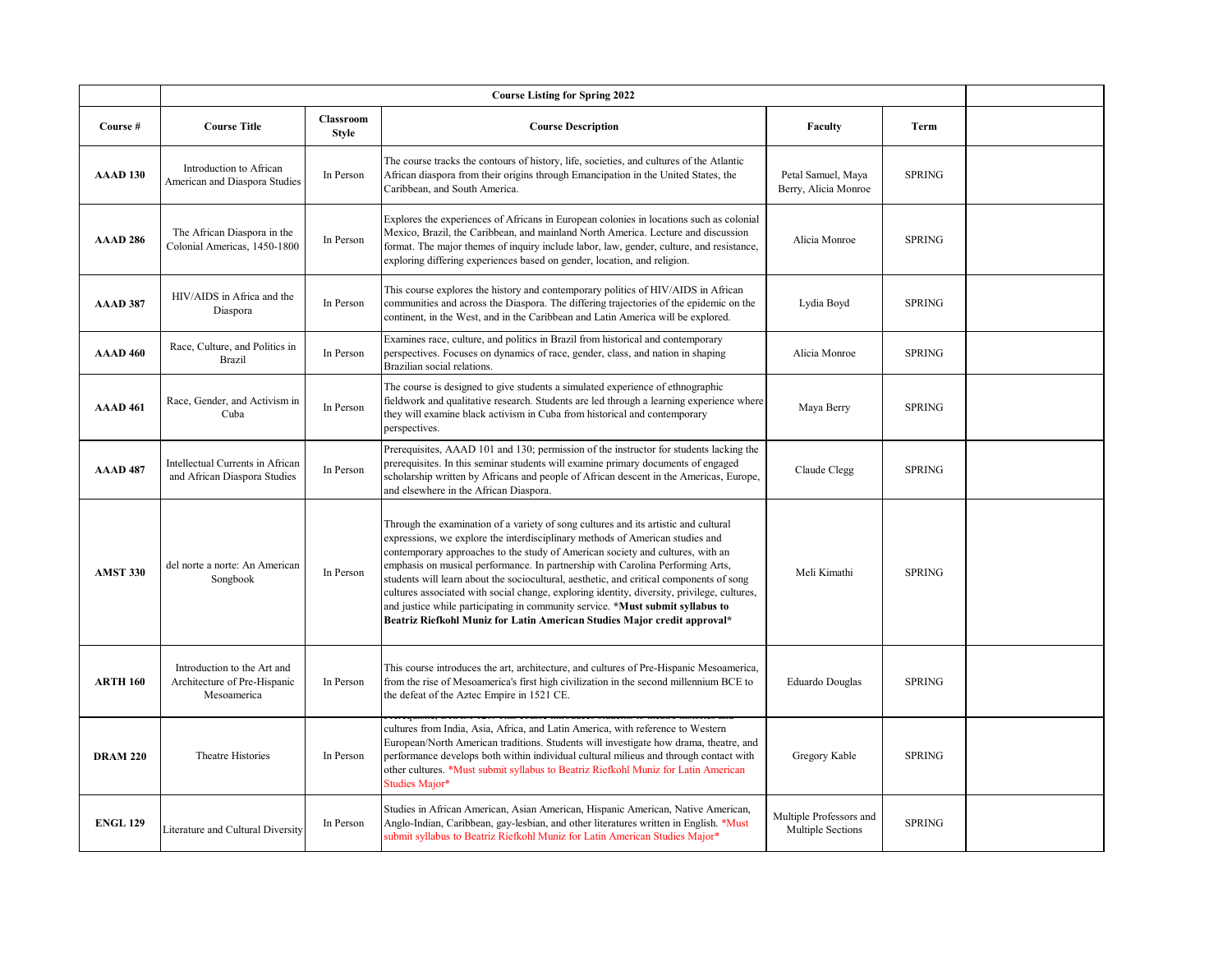| | Course Listing for Spring 2022 | | | | | |
|---|---|---|---|---|---|---|
| **Course #** | **Course Title** | **Classroom Style** | **Course Description** | **Faculty** | **Term** | |
| **AAAD 130** | Introduction to African American and Diaspora Studies | In Person | The course tracks the contours of history, life, societies, and cultures of the Atlantic African diaspora from their origins through Emancipation in the United States, the Caribbean, and South America. | Petal Samuel, Maya Berry, Alicia Monroe | SPRING | |
| **AAAD 286** | The African Diaspora in the Colonial Americas, 1450-1800 | In Person | Explores the experiences of Africans in European colonies in locations such as colonial Mexico, Brazil, the Caribbean, and mainland North America. Lecture and discussion format. The major themes of inquiry include labor, law, gender, culture, and resistance, exploring differing experiences based on gender, location, and religion. | Alicia Monroe | SPRING | |
| **AAAD 387** | HIV/AIDS in Africa and the Diaspora | In Person | This course explores the history and contemporary politics of HIV/AIDS in African communities and across the Diaspora. The differing trajectories of the epidemic on the continent, in the West, and in the Caribbean and Latin America will be explored. | Lydia Boyd | SPRING | |
| **AAAD 460** | Race, Culture, and Politics in Brazil | In Person | Examines race, culture, and politics in Brazil from historical and contemporary perspectives. Focuses on dynamics of race, gender, class, and nation in shaping Brazilian social relations. | Alicia Monroe | SPRING | |
| **AAAD 461** | Race, Gender, and Activism in Cuba | In Person | The course is designed to give students a simulated experience of ethnographic fieldwork and qualitative research. Students are led through a learning experience where they will examine black activism in Cuba from historical and contemporary perspectives. | Maya Berry | SPRING | |
| **AAAD 487** | Intellectual Currents in African and African Diaspora Studies | In Person | Prerequisites, AAAD 101 and 130; permission of the instructor for students lacking the prerequisites. In this seminar students will examine primary documents of engaged scholarship written by Africans and people of African descent in the Americas, Europe, and elsewhere in the African Diaspora. | Claude Clegg | SPRING | |
| **AMST 330** | del norte a norte: An American Songbook | In Person | Through the examination of a variety of song cultures and its artistic and cultural expressions, we explore the interdisciplinary methods of American studies and contemporary approaches to the study of American society and cultures, with an emphasis on musical performance. In partnership with Carolina Performing Arts, students will learn about the sociocultural, aesthetic, and critical components of song cultures associated with social change, exploring identity, diversity, privilege, cultures, and justice while participating in community service. **\*Must submit syllabus to Beatriz Riefkohl Muniz for Latin American Studies Major credit approval\*** | Meli Kimathi | SPRING | |
| **ARTH 160** | Introduction to the Art and Architecture of Pre-Hispanic Mesoamerica | In Person | This course introduces the art, architecture, and cultures of Pre-Hispanic Mesoamerica, from the rise of Mesoamerica's first high civilization in the second millennium BCE to the defeat of the Aztec Empire in 1521 CE. | Eduardo Douglas | SPRING | |
| **DRAM 220** | Theatre Histories | In Person | Prerequisite, DRAM 120. This course introduces students to theatre histories and cultures from India, Asia, Africa, and Latin America, with reference to Western European/North American traditions. Students will investigate how drama, theatre, and performance develops both within individual cultural milieus and through contact with other cultures. \*Must submit syllabus to Beatriz Riefkohl Muniz for Latin American Studies Major\* | Gregory Kable | SPRING | |
| **ENGL 129** | Literature and Cultural Diversity | In Person | Studies in African American, Asian American, Hispanic American, Native American, Anglo-Indian, Caribbean, gay-lesbian, and other literatures written in English. \*Must submit syllabus to Beatriz Riefkohl Muniz for Latin American Studies Major\* | Multiple Professors and Multiple Sections | SPRING | |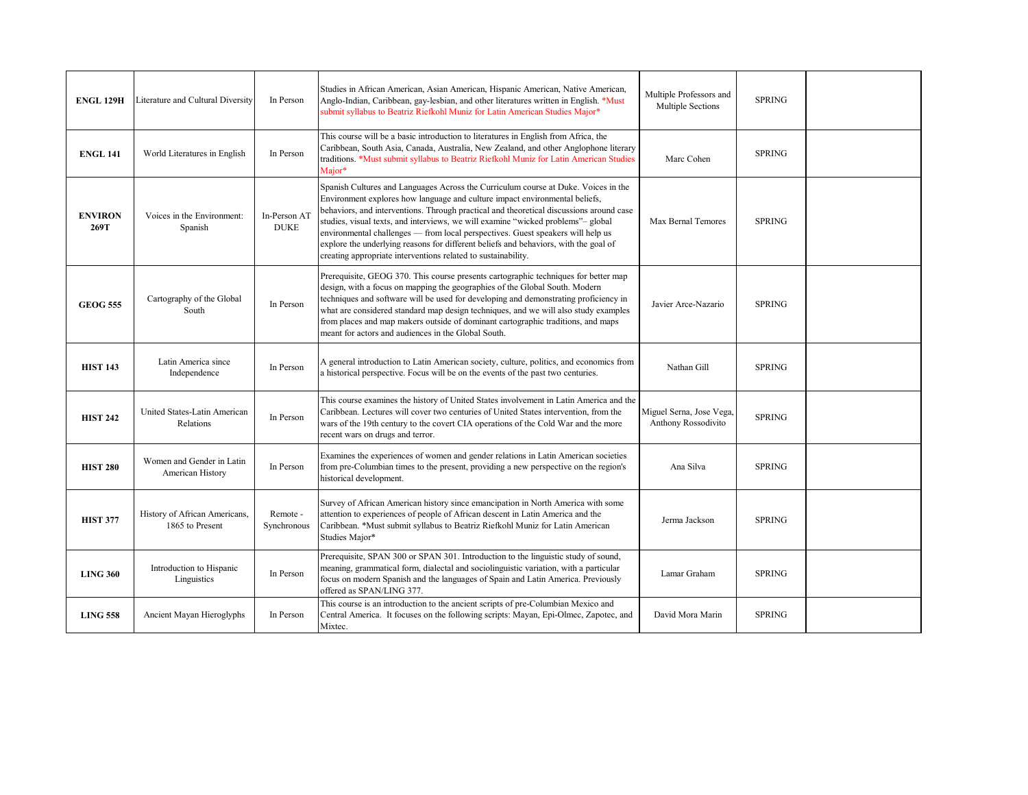| | | | | | | |
|---|---|---|---|---|---|---|
| **ENGL 129H** | Literature and Cultural Diversity | In Person | Studies in African American, Asian American, Hispanic American, Native American, Anglo-Indian, Caribbean, gay-lesbian, and other literatures written in English. *Must submit syllabus to Beatriz Riefkohl Muniz for Latin American Studies Major* | Multiple Professors and Multiple Sections | SPRING | |
| **ENGL 141** | World Literatures in English | In Person | This course will be a basic introduction to literatures in English from Africa, the Caribbean, South Asia, Canada, Australia, New Zealand, and other Anglophone literary traditions. *Must submit syllabus to Beatriz Riefkohl Muniz for Latin American Studies Major* | Marc Cohen | SPRING | |
| **ENVIRON 269T** | Voices in the Environment: Spanish | In-Person AT DUKE | Spanish Cultures and Languages Across the Curriculum course at Duke. Voices in the Environment explores how language and culture impact environmental beliefs, behaviors, and interventions. Through practical and theoretical discussions around case studies, visual texts, and interviews, we will examine "wicked problems"– global environmental challenges — from local perspectives. Guest speakers will help us explore the underlying reasons for different beliefs and behaviors, with the goal of creating appropriate interventions related to sustainability. | Max Bernal Temores | SPRING | |
| **GEOG 555** | Cartography of the Global South | In Person | Prerequisite, GEOG 370. This course presents cartographic techniques for better map design, with a focus on mapping the geographies of the Global South. Modern techniques and software will be used for developing and demonstrating proficiency in what are considered standard map design techniques, and we will also study examples from places and map makers outside of dominant cartographic traditions, and maps meant for actors and audiences in the Global South. | Javier Arce-Nazario | SPRING | |
| **HIST 143** | Latin America since Independence | In Person | A general introduction to Latin American society, culture, politics, and economics from a historical perspective. Focus will be on the events of the past two centuries. | Nathan Gill | SPRING | |
| **HIST 242** | United States-Latin American Relations | In Person | This course examines the history of United States involvement in Latin America and the Caribbean. Lectures will cover two centuries of United States intervention, from the wars of the 19th century to the covert CIA operations of the Cold War and the more recent wars on drugs and terror. | Miguel Serna, Jose Vega, Anthony Rossodivito | SPRING | |
| **HIST 280** | Women and Gender in Latin American History | In Person | Examines the experiences of women and gender relations in Latin American societies from pre-Columbian times to the present, providing a new perspective on the region's historical development. | Ana Silva | SPRING | |
| **HIST 377** | History of African Americans, 1865 to Present | Remote - Synchronous | Survey of African American history since emancipation in North America with some attention to experiences of people of African descent in Latin America and the Caribbean. *Must submit syllabus to Beatriz Riefkohl Muniz for Latin American Studies Major* | Jerma Jackson | SPRING | |
| **LING 360** | Introduction to Hispanic Linguistics | In Person | Prerequisite, SPAN 300 or SPAN 301. Introduction to the linguistic study of sound, meaning, grammatical form, dialectal and sociolinguistic variation, with a particular focus on modern Spanish and the languages of Spain and Latin America. Previously offered as SPAN/LING 377. | Lamar Graham | SPRING | |
| **LING 558** | Ancient Mayan Hieroglyphs | In Person | This course is an introduction to the ancient scripts of pre-Columbian Mexico and Central America. It focuses on the following scripts: Mayan, Epi-Olmec, Zapotec, and Mixtec. | David Mora Marin | SPRING | |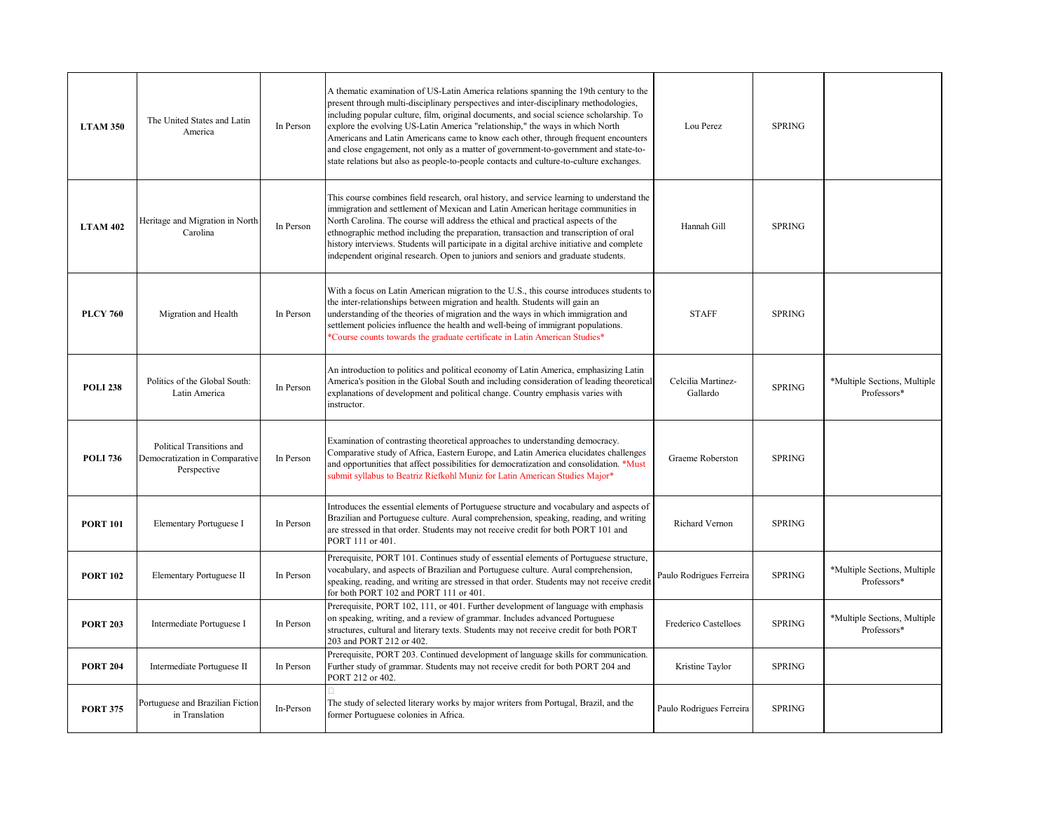| | | | | | | |
|---|---|---|---|---|---|---|
| **LTAM 350** | The United States and Latin America | In Person | A thematic examination of US-Latin America relations spanning the 19th century to the present through multi-disciplinary perspectives and inter-disciplinary methodologies, including popular culture, film, original documents, and social science scholarship. To explore the evolving US-Latin America "relationship," the ways in which North Americans and Latin Americans came to know each other, through frequent encounters and close engagement, not only as a matter of government-to-government and state-to-state relations but also as people-to-people contacts and culture-to-culture exchanges. | Lou Perez | SPRING | |
| **LTAM 402** | Heritage and Migration in North Carolina | In Person | This course combines field research, oral history, and service learning to understand the immigration and settlement of Mexican and Latin American heritage communities in North Carolina. The course will address the ethical and practical aspects of the ethnographic method including the preparation, transaction and transcription of oral history interviews. Students will participate in a digital archive initiative and complete independent original research. Open to juniors and seniors and graduate students. | Hannah Gill | SPRING | |
| **PLCY 760** | Migration and Health | In Person | With a focus on Latin American migration to the U.S., this course introduces students to the inter-relationships between migration and health. Students will gain an understanding of the theories of migration and the ways in which immigration and settlement policies influence the health and well-being of immigrant populations. *Course counts towards the graduate certificate in Latin American Studies* | STAFF | SPRING | |
| **POLI 238** | Politics of the Global South: Latin America | In Person | An introduction to politics and political economy of Latin America, emphasizing Latin America's position in the Global South and including consideration of leading theoretical explanations of development and political change. Country emphasis varies with instructor. | Celcilia Martinez-Gallardo | SPRING | *Multiple Sections, Multiple Professors* |
| **POLI 736** | Political Transitions and Democratization in Comparative Perspective | In Person | Examination of contrasting theoretical approaches to understanding democracy. Comparative study of Africa, Eastern Europe, and Latin America elucidates challenges and opportunities that affect possibilities for democratization and consolidation. *Must submit syllabus to Beatriz Riefkohl Muniz for Latin American Studies Major* | Graeme Roberston | SPRING | |
| **PORT 101** | Elementary Portuguese I | In Person | Introduces the essential elements of Portuguese structure and vocabulary and aspects of Brazilian and Portuguese culture. Aural comprehension, speaking, reading, and writing are stressed in that order. Students may not receive credit for both PORT 101 and PORT 111 or 401. | Richard Vernon | SPRING | |
| **PORT 102** | Elementary Portuguese II | In Person | Prerequisite, PORT 101. Continues study of essential elements of Portuguese structure, vocabulary, and aspects of Brazilian and Portuguese culture. Aural comprehension, speaking, reading, and writing are stressed in that order. Students may not receive credit for both PORT 102 and PORT 111 or 401. | Paulo Rodrigues Ferreira | SPRING | *Multiple Sections, Multiple Professors* |
| **PORT 203** | Intermediate Portuguese I | In Person | Prerequisite, PORT 102, 111, or 401. Further development of language with emphasis on speaking, writing, and a review of grammar. Includes advanced Portuguese structures, cultural and literary texts. Students may not receive credit for both PORT 203 and PORT 212 or 402. | Frederico Castelloes | SPRING | *Multiple Sections, Multiple Professors* |
| **PORT 204** | Intermediate Portuguese II | In Person | Prerequisite, PORT 203. Continued development of language skills for communication. Further study of grammar. Students may not receive credit for both PORT 204 and PORT 212 or 402. | Kristine Taylor | SPRING | |
| **PORT 375** | Portuguese and Brazilian Fiction in Translation | In-Person | The study of selected literary works by major writers from Portugal, Brazil, and the former Portuguese colonies in Africa. | Paulo Rodrigues Ferreira | SPRING | |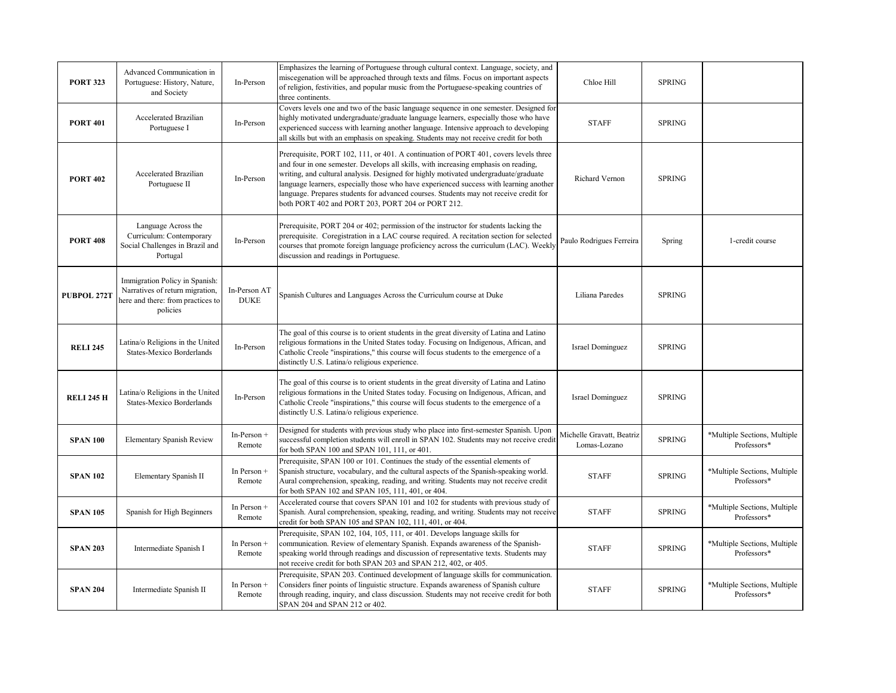| | | | | | | |
|---|---|---|---|---|---|---|
| **PORT 323** | Advanced Communication in Portuguese: History, Nature, and Society | In-Person | Emphasizes the learning of Portuguese through cultural context. Language, society, and miscegenation will be approached through texts and films. Focus on important aspects of religion, festivities, and popular music from the Portuguese-speaking countries of three continents. | Chloe Hill | SPRING | |
| **PORT 401** | Accelerated Brazilian Portuguese I | In-Person | Covers levels one and two of the basic language sequence in one semester. Designed for highly motivated undergraduate/graduate language learners, especially those who have experienced success with learning another language. Intensive approach to developing all skills but with an emphasis on speaking. Students may not receive credit for both | STAFF | SPRING | |
| **PORT 402** | Accelerated Brazilian Portuguese II | In-Person | Prerequisite, PORT 102, 111, or 401. A continuation of PORT 401, covers levels three and four in one semester. Develops all skills, with increasing emphasis on reading, writing, and cultural analysis. Designed for highly motivated undergraduate/graduate language learners, especially those who have experienced success with learning another language. Prepares students for advanced courses. Students may not receive credit for both PORT 402 and PORT 203, PORT 204 or PORT 212. | Richard Vernon | SPRING | |
| **PORT 408** | Language Across the Curriculum: Contemporary Social Challenges in Brazil and Portugal | In-Person | Prerequisite, PORT 204 or 402; permission of the instructor for students lacking the prerequisite. Coregistration in a LAC course required. A recitation section for selected courses that promote foreign language proficiency across the curriculum (LAC). Weekly discussion and readings in Portuguese. | Paulo Rodrigues Ferreira | Spring | 1-credit course |
| **PUBPOL 272T** | Immigration Policy in Spanish: Narratives of return migration, here and there: from practices to policies | In-Person AT DUKE | Spanish Cultures and Languages Across the Curriculum course at Duke | Liliana Paredes | SPRING | |
| **RELI 245** | Latina/o Religions in the United States-Mexico Borderlands | In-Person | The goal of this course is to orient students in the great diversity of Latina and Latino religious formations in the United States today. Focusing on Indigenous, African, and Catholic Creole "inspirations," this course will focus students to the emergence of a distinctly U.S. Latina/o religious experience. | Israel Dominguez | SPRING | |
| **RELI 245 H** | Latina/o Religions in the United States-Mexico Borderlands | In-Person | The goal of this course is to orient students in the great diversity of Latina and Latino religious formations in the United States today. Focusing on Indigenous, African, and Catholic Creole "inspirations," this course will focus students to the emergence of a distinctly U.S. Latina/o religious experience. | Israel Dominguez | SPRING | |
| **SPAN 100** | Elementary Spanish Review | In-Person + Remote | Designed for students with previous study who place into first-semester Spanish. Upon successful completion students will enroll in SPAN 102. Students may not receive credit for both SPAN 100 and SPAN 101, 111, or 401. | Michelle Gravatt, Beatriz Lomas-Lozano | SPRING | *Multiple Sections, Multiple Professors* |
| **SPAN 102** | Elementary Spanish II | In Person + Remote | Prerequisite, SPAN 100 or 101. Continues the study of the essential elements of Spanish structure, vocabulary, and the cultural aspects of the Spanish-speaking world. Aural comprehension, speaking, reading, and writing. Students may not receive credit for both SPAN 102 and SPAN 105, 111, 401, or 404. | STAFF | SPRING | *Multiple Sections, Multiple Professors* |
| **SPAN 105** | Spanish for High Beginners | In Person + Remote | Accelerated course that covers SPAN 101 and 102 for students with previous study of Spanish. Aural comprehension, speaking, reading, and writing. Students may not receive credit for both SPAN 105 and SPAN 102, 111, 401, or 404. | STAFF | SPRING | *Multiple Sections, Multiple Professors* |
| **SPAN 203** | Intermediate Spanish I | In Person + Remote | Prerequisite, SPAN 102, 104, 105, 111, or 401. Develops language skills for communication. Review of elementary Spanish. Expands awareness of the Spanish-speaking world through readings and discussion of representative texts. Students may not receive credit for both SPAN 203 and SPAN 212, 402, or 405. | STAFF | SPRING | *Multiple Sections, Multiple Professors* |
| **SPAN 204** | Intermediate Spanish II | In Person + Remote | Prerequisite, SPAN 203. Continued development of language skills for communication. Considers finer points of linguistic structure. Expands awareness of Spanish culture through reading, inquiry, and class discussion. Students may not receive credit for both SPAN 204 and SPAN 212 or 402. | STAFF | SPRING | *Multiple Sections, Multiple Professors* |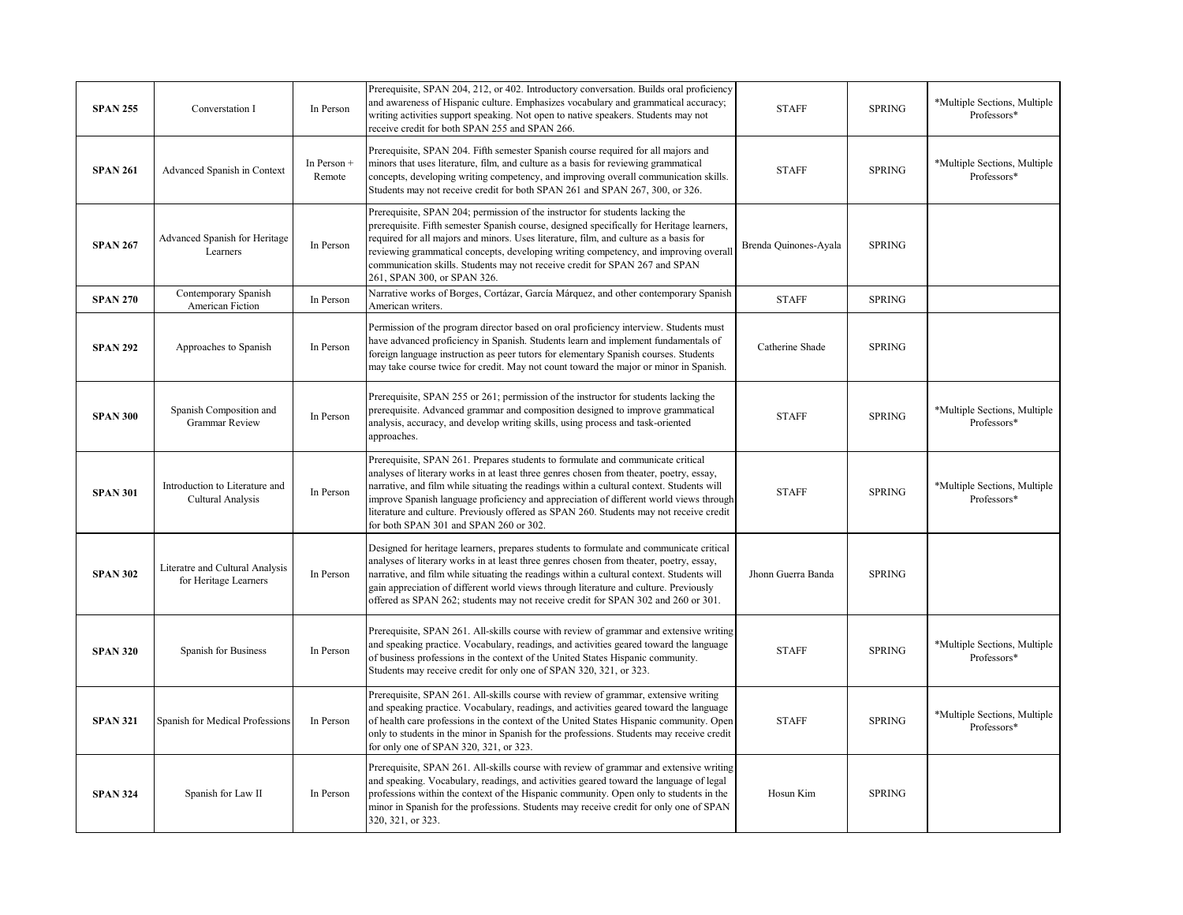| SPAN 255 | Converstation I | In Person | Prerequisite, SPAN 204, 212, or 402. Introductory conversation. Builds oral proficiency and awareness of Hispanic culture. Emphasizes vocabulary and grammatical accuracy; writing activities support speaking. Not open to native speakers. Students may not receive credit for both SPAN 255 and SPAN 266. | STAFF | SPRING | *Multiple Sections, Multiple Professors* |
|---|---|---|---|---|---|---|
| **SPAN 261** | Advanced Spanish in Context | In Person + Remote | Prerequisite, SPAN 204. Fifth semester Spanish course required for all majors and minors that uses literature, film, and culture as a basis for reviewing grammatical concepts, developing writing competency, and improving overall communication skills. Students may not receive credit for both SPAN 261 and SPAN 267, 300, or 326. | STAFF | SPRING | *Multiple Sections, Multiple Professors* |
| **SPAN 267** | Advanced Spanish for Heritage Learners | In Person | Prerequisite, SPAN 204; permission of the instructor for students lacking the prerequisite. Fifth semester Spanish course, designed specifically for Heritage learners, required for all majors and minors. Uses literature, film, and culture as a basis for reviewing grammatical concepts, developing writing competency, and improving overall communication skills. Students may not receive credit for SPAN 267 and SPAN 261, SPAN 300, or SPAN 326. | Brenda Quinones-Ayala | SPRING | |
| **SPAN 270** | Contemporary Spanish American Fiction | In Person | Narrative works of Borges, Cortázar, García Márquez, and other contemporary Spanish American writers. | STAFF | SPRING | |
| **SPAN 292** | Approaches to Spanish | In Person | Permission of the program director based on oral proficiency interview. Students must have advanced proficiency in Spanish. Students learn and implement fundamentals of foreign language instruction as peer tutors for elementary Spanish courses. Students may take course twice for credit. May not count toward the major or minor in Spanish. | Catherine Shade | SPRING | |
| **SPAN 300** | Spanish Composition and Grammar Review | In Person | Prerequisite, SPAN 255 or 261; permission of the instructor for students lacking the prerequisite. Advanced grammar and composition designed to improve grammatical analysis, accuracy, and develop writing skills, using process and task-oriented approaches. | STAFF | SPRING | *Multiple Sections, Multiple Professors* |
| **SPAN 301** | Introduction to Literature and Cultural Analysis | In Person | Prerequisite, SPAN 261. Prepares students to formulate and communicate critical analyses of literary works in at least three genres chosen from theater, poetry, essay, narrative, and film while situating the readings within a cultural context. Students will improve Spanish language proficiency and appreciation of different world views through literature and culture. Previously offered as SPAN 260. Students may not receive credit for both SPAN 301 and SPAN 260 or 302. | STAFF | SPRING | *Multiple Sections, Multiple Professors* |
| **SPAN 302** | Literatre and Cultural Analysis for Heritage Learners | In Person | Designed for heritage learners, prepares students to formulate and communicate critical analyses of literary works in at least three genres chosen from theater, poetry, essay, narrative, and film while situating the readings within a cultural context. Students will gain appreciation of different world views through literature and culture. Previously offered as SPAN 262; students may not receive credit for SPAN 302 and 260 or 301. | Jhonn Guerra Banda | SPRING | |
| **SPAN 320** | Spanish for Business | In Person | Prerequisite, SPAN 261. All-skills course with review of grammar and extensive writing and speaking practice. Vocabulary, readings, and activities geared toward the language of business professions in the context of the United States Hispanic community. Students may receive credit for only one of SPAN 320, 321, or 323. | STAFF | SPRING | *Multiple Sections, Multiple Professors* |
| **SPAN 321** | Spanish for Medical Professions | In Person | Prerequisite, SPAN 261. All-skills course with review of grammar, extensive writing and speaking practice. Vocabulary, readings, and activities geared toward the language of health care professions in the context of the United States Hispanic community. Open only to students in the minor in Spanish for the professions. Students may receive credit for only one of SPAN 320, 321, or 323. | STAFF | SPRING | *Multiple Sections, Multiple Professors* |
| **SPAN 324** | Spanish for Law II | In Person | Prerequisite, SPAN 261. All-skills course with review of grammar and extensive writing and speaking. Vocabulary, readings, and activities geared toward the language of legal professions within the context of the Hispanic community. Open only to students in the minor in Spanish for the professions. Students may receive credit for only one of SPAN 320, 321, or 323. | Hosun Kim | SPRING | |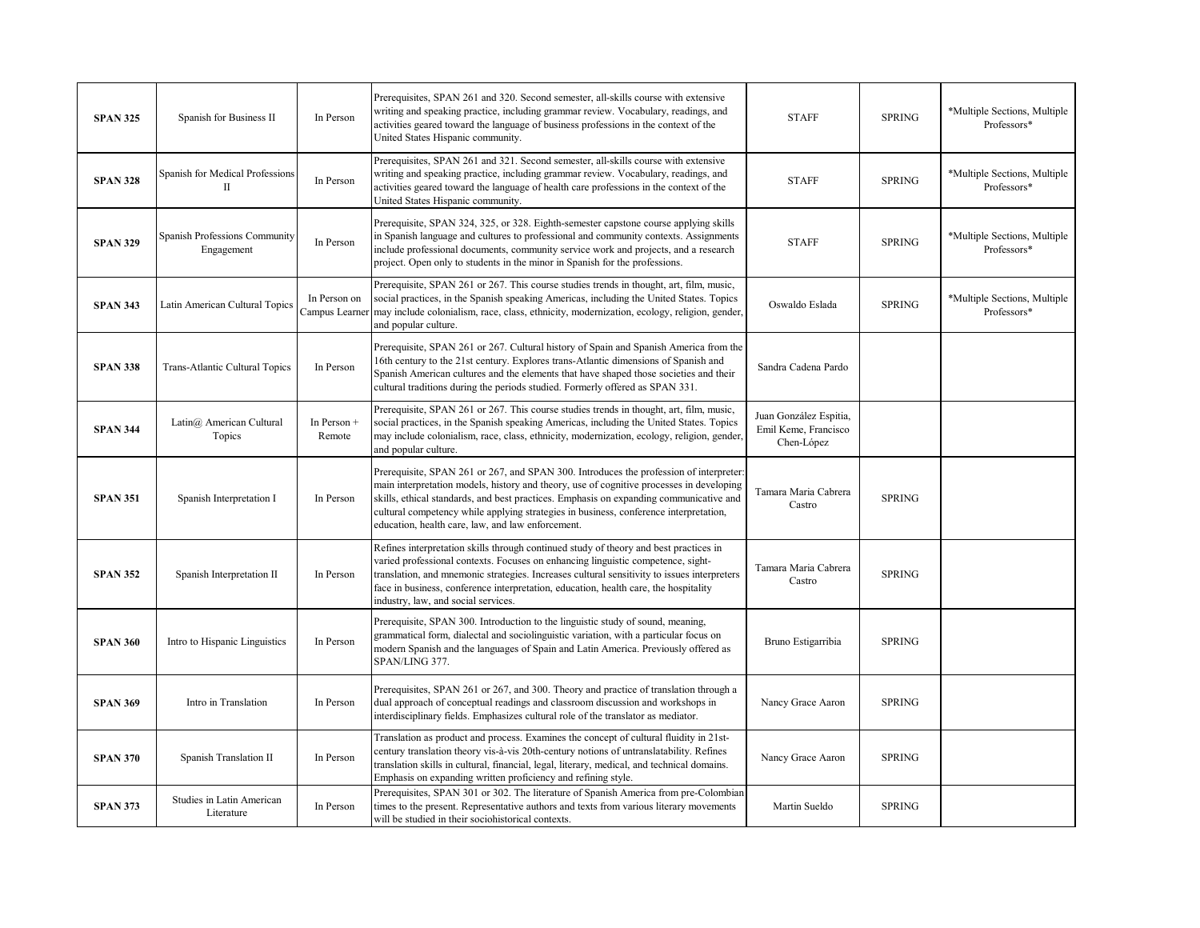| | | | | | | |
|---|---|---|---|---|---|---|
| **SPAN 325** | Spanish for Business II | In Person | Prerequisites, SPAN 261 and 320. Second semester, all-skills course with extensive writing and speaking practice, including grammar review. Vocabulary, readings, and activities geared toward the language of business professions in the context of the United States Hispanic community. | STAFF | SPRING | *Multiple Sections, Multiple Professors* |
| **SPAN 328** | Spanish for Medical Professions II | In Person | Prerequisites, SPAN 261 and 321. Second semester, all-skills course with extensive writing and speaking practice, including grammar review. Vocabulary, readings, and activities geared toward the language of health care professions in the context of the United States Hispanic community. | STAFF | SPRING | *Multiple Sections, Multiple Professors* |
| **SPAN 329** | Spanish Professions Community Engagement | In Person | Prerequisite, SPAN 324, 325, or 328. Eighth-semester capstone course applying skills in Spanish language and cultures to professional and community contexts. Assignments include professional documents, community service work and projects, and a research project. Open only to students in the minor in Spanish for the professions. | STAFF | SPRING | *Multiple Sections, Multiple Professors* |
| **SPAN 343** | Latin American Cultural Topics | In Person on Campus Learner | Prerequisite, SPAN 261 or 267. This course studies trends in thought, art, film, music, social practices, in the Spanish speaking Americas, including the United States. Topics may include colonialism, race, class, ethnicity, modernization, ecology, religion, gender, and popular culture. | Oswaldo Eslada | SPRING | *Multiple Sections, Multiple Professors* |
| **SPAN 338** | Trans-Atlantic Cultural Topics | In Person | Prerequisite, SPAN 261 or 267. Cultural history of Spain and Spanish America from the 16th century to the 21st century. Explores trans-Atlantic dimensions of Spanish and Spanish American cultures and the elements that have shaped those societies and their cultural traditions during the periods studied. Formerly offered as SPAN 331. | Sandra Cadena Pardo | | |
| **SPAN 344** | Latin@ American Cultural Topics | In Person + Remote | Prerequisite, SPAN 261 or 267. This course studies trends in thought, art, film, music, social practices, in the Spanish speaking Americas, including the United States. Topics may include colonialism, race, class, ethnicity, modernization, ecology, religion, gender, and popular culture. | Juan González Espitia, Emil Keme, Francisco Chen-López | | |
| **SPAN 351** | Spanish Interpretation I | In Person | Prerequisite, SPAN 261 or 267, and SPAN 300. Introduces the profession of interpreter: main interpretation models, history and theory, use of cognitive processes in developing skills, ethical standards, and best practices. Emphasis on expanding communicative and cultural competency while applying strategies in business, conference interpretation, education, health care, law, and law enforcement. | Tamara Maria Cabrera Castro | SPRING | |
| **SPAN 352** | Spanish Interpretation II | In Person | Refines interpretation skills through continued study of theory and best practices in varied professional contexts. Focuses on enhancing linguistic competence, sight-translation, and mnemonic strategies. Increases cultural sensitivity to issues interpreters face in business, conference interpretation, education, health care, the hospitality industry, law, and social services. | Tamara Maria Cabrera Castro | SPRING | |
| **SPAN 360** | Intro to Hispanic Linguistics | In Person | Prerequisite, SPAN 300. Introduction to the linguistic study of sound, meaning, grammatical form, dialectal and sociolinguistic variation, with a particular focus on modern Spanish and the languages of Spain and Latin America. Previously offered as SPAN/LING 377. | Bruno Estigarribia | SPRING | |
| **SPAN 369** | Intro in Translation | In Person | Prerequisites, SPAN 261 or 267, and 300. Theory and practice of translation through a dual approach of conceptual readings and classroom discussion and workshops in interdisciplinary fields. Emphasizes cultural role of the translator as mediator. | Nancy Grace Aaron | SPRING | |
| **SPAN 370** | Spanish Translation II | In Person | Translation as product and process. Examines the concept of cultural fluidity in 21st-century translation theory vis-à-vis 20th-century notions of untranslatability. Refines translation skills in cultural, financial, legal, literary, medical, and technical domains. Emphasis on expanding written proficiency and refining style. | Nancy Grace Aaron | SPRING | |
| **SPAN 373** | Studies in Latin American Literature | In Person | Prerequisites, SPAN 301 or 302. The literature of Spanish America from pre-Colombian times to the present. Representative authors and texts from various literary movements will be studied in their sociohistorical contexts. | Martin Sueldo | SPRING | |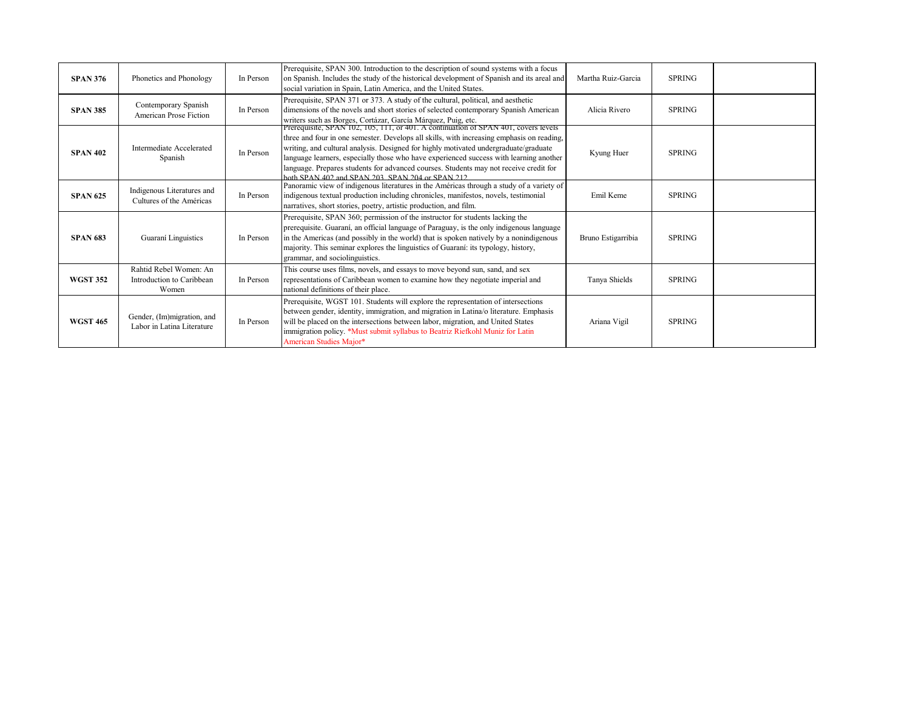| | | | | | | |
|---|---|---|---|---|---|---|
| **SPAN 376** | Phonetics and Phonology | In Person | Prerequisite, SPAN 300. Introduction to the description of sound systems with a focus on Spanish. Includes the study of the historical development of Spanish and its areal and social variation in Spain, Latin America, and the United States. | Martha Ruiz-Garcia | SPRING | |
| **SPAN 385** | Contemporary Spanish American Prose Fiction | In Person | Prerequisite, SPAN 371 or 373. A study of the cultural, political, and aesthetic dimensions of the novels and short stories of selected contemporary Spanish American writers such as Borges, Cortázar, García Márquez, Puig, etc. | Alicia Rivero | SPRING | |
| **SPAN 402** | Intermediate Accelerated Spanish | In Person | Prerequisite, SPAN 102, 105, 111, or 401. A continuation of SPAN 401, covers levels three and four in one semester. Develops all skills, with increasing emphasis on reading, writing, and cultural analysis. Designed for highly motivated undergraduate/graduate language learners, especially those who have experienced success with learning another language. Prepares students for advanced courses. Students may not receive credit for both SPAN 402 and SPAN 203, SPAN 204 or SPAN 212. | Kyung Huer | SPRING | |
| **SPAN 625** | Indigenous Literatures and Cultures of the Américas | In Person | Panoramic view of indigenous literatures in the Américas through a study of a variety of indigenous textual production including chronicles, manifestos, novels, testimonial narratives, short stories, poetry, artistic production, and film. | Emil Keme | SPRING | |
| **SPAN 683** | Guaraní Linguistics | In Person | Prerequisite, SPAN 360; permission of the instructor for students lacking the prerequisite. Guaraní, an official language of Paraguay, is the only indigenous language in the Americas (and possibly in the world) that is spoken natively by a nonindigenous majority. This seminar explores the linguistics of Guaraní: its typology, history, grammar, and sociolinguistics. | Bruno Estigarribia | SPRING | |
| **WGST 352** | Rahtid Rebel Women: An Introduction to Caribbean Women | In Person | This course uses films, novels, and essays to move beyond sun, sand, and sex representations of Caribbean women to examine how they negotiate imperial and national definitions of their place. | Tanya Shields | SPRING | |
| **WGST 465** | Gender, (Im)migration, and Labor in Latina Literature | In Person | Prerequisite, WGST 101. Students will explore the representation of intersections between gender, identity, immigration, and migration in Latina/o literature. Emphasis will be placed on the intersections between labor, migration, and United States immigration policy. *Must submit syllabus to Beatriz Riefkohl Muniz for Latin American Studies Major* | Ariana Vigil | SPRING | |